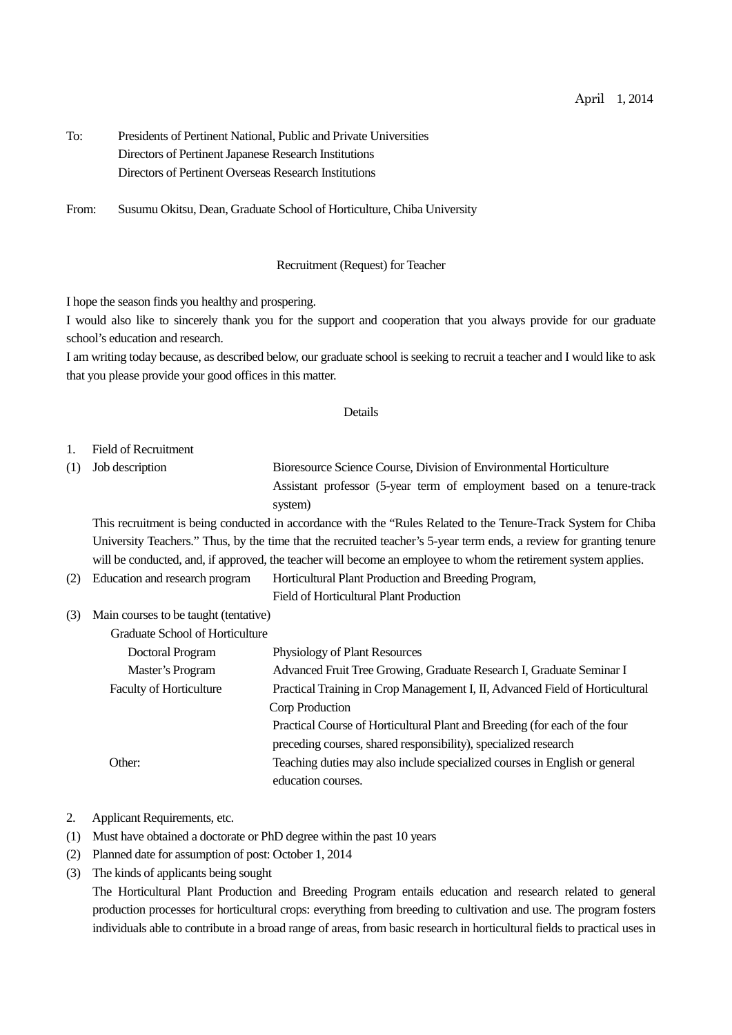April　1, 2014

To: Presidents of Pertinent National, Public and Private Universities
Directors of Pertinent Japanese Research Institutions
Directors of Pertinent Overseas Research Institutions

From: Susumu Okitsu, Dean, Graduate School of Horticulture, Chiba University

## Recruitment (Request) for Teacher

I hope the season finds you healthy and prospering.

I would also like to sincerely thank you for the support and cooperation that you always provide for our graduate school's education and research.

I am writing today because, as described below, our graduate school is seeking to recruit a teacher and I would like to ask that you please provide your good offices in this matter.

### Details

1. Field of Recruitment

(1) Job description: Bioresource Science Course, Division of Environmental Horticulture
Assistant professor (5-year term of employment based on a tenure-track system)

This recruitment is being conducted in accordance with the "Rules Related to the Tenure-Track System for Chiba University Teachers." Thus, by the time that the recruited teacher's 5-year term ends, a review for granting tenure will be conducted, and, if approved, the teacher will become an employee to whom the retirement system applies.

(2) Education and research program: Horticultural Plant Production and Breeding Program,
Field of Horticultural Plant Production

(3) Main courses to be taught (tentative)

Graduate School of Horticulture

- Doctoral Program: Physiology of Plant Resources
- Master's Program: Advanced Fruit Tree Growing, Graduate Research I, Graduate Seminar I

Faculty of Horticulture: Practical Training in Crop Management I, II, Advanced Field of Horticultural Corp Production
Practical Course of Horticultural Plant and Breeding (for each of the four preceding courses, shared responsibility), specialized research

Other: Teaching duties may also include specialized courses in English or general education courses.

2. Applicant Requirements, etc.

(1) Must have obtained a doctorate or PhD degree within the past 10 years

(2) Planned date for assumption of post: October 1, 2014

(3) The kinds of applicants being sought

The Horticultural Plant Production and Breeding Program entails education and research related to general production processes for horticultural crops: everything from breeding to cultivation and use. The program fosters individuals able to contribute in a broad range of areas, from basic research in horticultural fields to practical uses in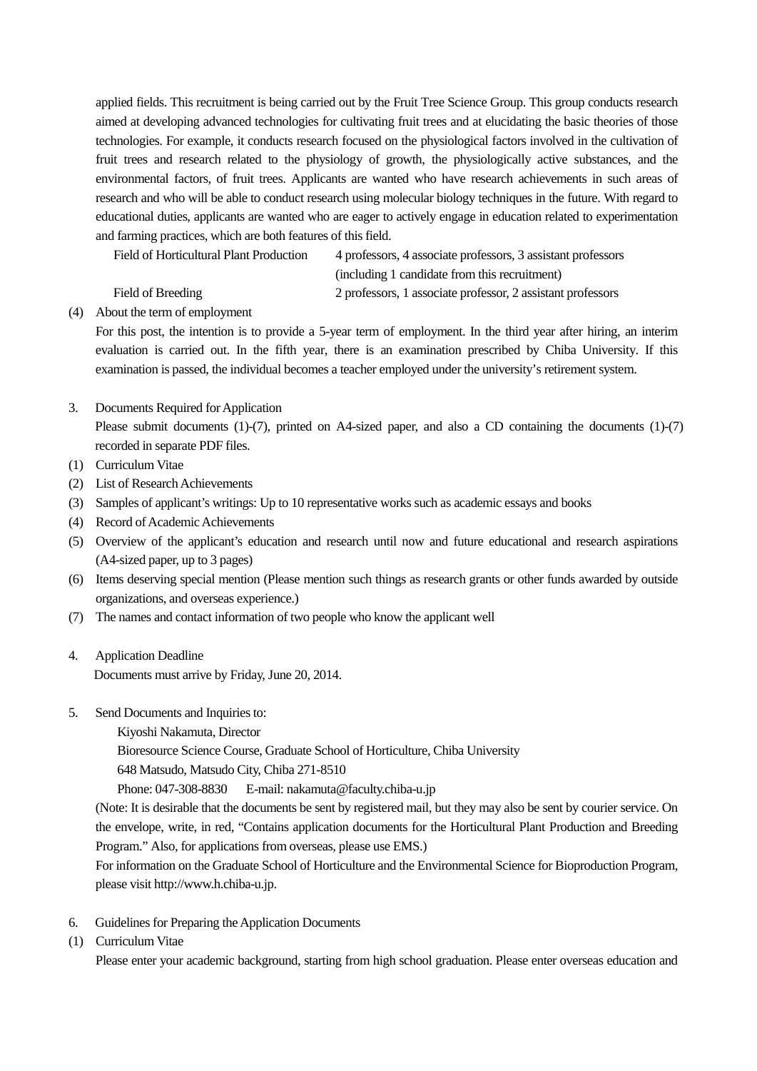applied fields. This recruitment is being carried out by the Fruit Tree Science Group. This group conducts research aimed at developing advanced technologies for cultivating fruit trees and at elucidating the basic theories of those technologies. For example, it conducts research focused on the physiological factors involved in the cultivation of fruit trees and research related to the physiology of growth, the physiologically active substances, and the environmental factors, of fruit trees. Applicants are wanted who have research achievements in such areas of research and who will be able to conduct research using molecular biology techniques in the future. With regard to educational duties, applicants are wanted who are eager to actively engage in education related to experimentation and farming practices, which are both features of this field.

| | |
|---|---|
| Field of Horticultural Plant Production | 4 professors, 4 associate professors, 3 assistant professors (including 1 candidate from this recruitment) |
| Field of Breeding | 2 professors, 1 associate professor, 2 assistant professors |

(4) About the term of employment

For this post, the intention is to provide a 5-year term of employment. In the third year after hiring, an interim evaluation is carried out. In the fifth year, there is an examination prescribed by Chiba University. If this examination is passed, the individual becomes a teacher employed under the university's retirement system.

3. Documents Required for Application

Please submit documents (1)-(7), printed on A4-sized paper, and also a CD containing the documents (1)-(7) recorded in separate PDF files.

(1) Curriculum Vitae
(2) List of Research Achievements
(3) Samples of applicant's writings: Up to 10 representative works such as academic essays and books
(4) Record of Academic Achievements
(5) Overview of the applicant's education and research until now and future educational and research aspirations (A4-sized paper, up to 3 pages)
(6) Items deserving special mention (Please mention such things as research grants or other funds awarded by outside organizations, and overseas experience.)
(7) The names and contact information of two people who know the applicant well

4. Application Deadline

Documents must arrive by Friday, June 20, 2014.

5. Send Documents and Inquiries to:

Kiyoshi Nakamuta, Director
Bioresource Science Course, Graduate School of Horticulture, Chiba University
648 Matsudo, Matsudo City, Chiba 271-8510
Phone: 047-308-8830 E-mail: nakamuta@faculty.chiba-u.jp

(Note: It is desirable that the documents be sent by registered mail, but they may also be sent by courier service. On the envelope, write, in red, "Contains application documents for the Horticultural Plant Production and Breeding Program." Also, for applications from overseas, please use EMS.)

For information on the Graduate School of Horticulture and the Environmental Science for Bioproduction Program, please visit http://www.h.chiba-u.jp.

6. Guidelines for Preparing the Application Documents

(1) Curriculum Vitae

Please enter your academic background, starting from high school graduation. Please enter overseas education and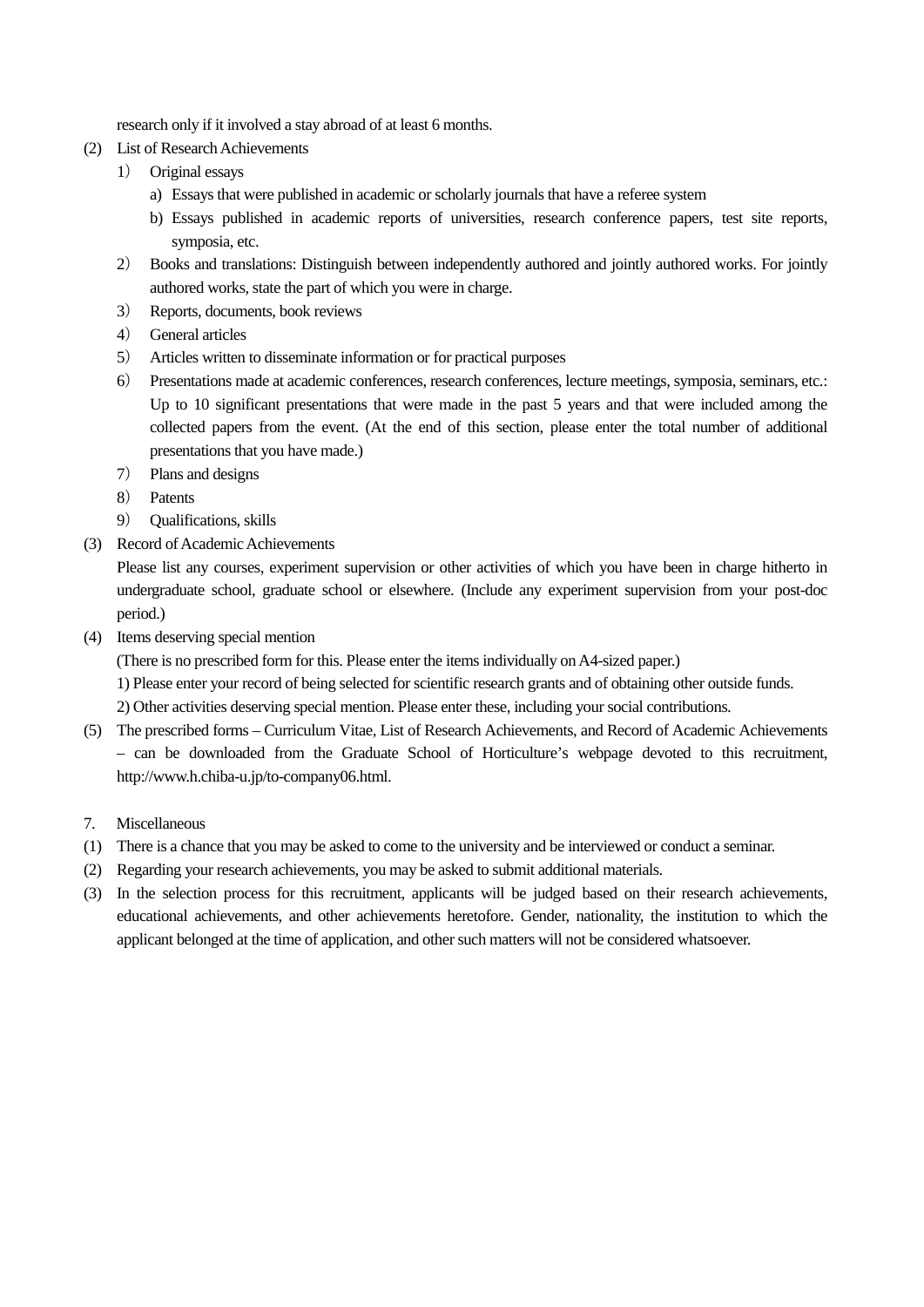research only if it involved a stay abroad of at least 6 months.

(2) List of Research Achievements

1） Original essays

a) Essays that were published in academic or scholarly journals that have a referee system

b) Essays published in academic reports of universities, research conference papers, test site reports, symposia, etc.

2） Books and translations: Distinguish between independently authored and jointly authored works. For jointly authored works, state the part of which you were in charge.

3） Reports, documents, book reviews

4） General articles

5） Articles written to disseminate information or for practical purposes

6） Presentations made at academic conferences, research conferences, lecture meetings, symposia, seminars, etc.: Up to 10 significant presentations that were made in the past 5 years and that were included among the collected papers from the event. (At the end of this section, please enter the total number of additional presentations that you have made.)

7） Plans and designs

8） Patents

9） Qualifications, skills

(3) Record of Academic Achievements

Please list any courses, experiment supervision or other activities of which you have been in charge hitherto in undergraduate school, graduate school or elsewhere. (Include any experiment supervision from your post-doc period.)

(4) Items deserving special mention

(There is no prescribed form for this. Please enter the items individually on A4-sized paper.)

1) Please enter your record of being selected for scientific research grants and of obtaining other outside funds.

2) Other activities deserving special mention. Please enter these, including your social contributions.

(5) The prescribed forms – Curriculum Vitae, List of Research Achievements, and Record of Academic Achievements – can be downloaded from the Graduate School of Horticulture's webpage devoted to this recruitment, http://www.h.chiba-u.jp/to-company06.html.

7. Miscellaneous

(1) There is a chance that you may be asked to come to the university and be interviewed or conduct a seminar.

(2) Regarding your research achievements, you may be asked to submit additional materials.

(3) In the selection process for this recruitment, applicants will be judged based on their research achievements, educational achievements, and other achievements heretofore. Gender, nationality, the institution to which the applicant belonged at the time of application, and other such matters will not be considered whatsoever.